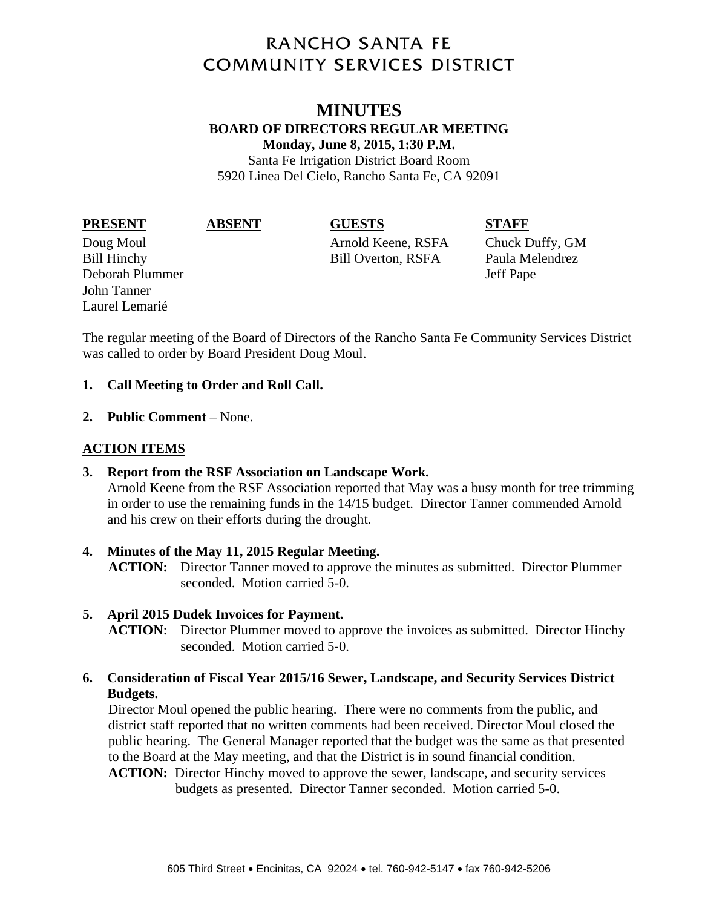# RANCHO SANTA FE COMMUNITY SERVICES DISTRICT

## MINUTES

**BOARD OF DIRECTORS REGULAR MEETING**

**Monday, June 8, 2015, 1:30 P.M.**

Santa Fe Irrigation District Board Room
5920 Linea Del Cielo, Rancho Santa Fe, CA 92091

| **PRESENT** | **ABSENT** | **GUESTS** | **STAFF** |
|---|---|---|---|
| Doug Moul | | Arnold Keene, RSFA | Chuck Duffy, GM |
| Bill Hinchy | | Bill Overton, RSFA | Paula Melendrez |
| Deborah Plummer | | | Jeff Pape |
| John Tanner | | | |
| Laurel Lemarié | | | |

The regular meeting of the Board of Directors of the Rancho Santa Fe Community Services District was called to order by Board President Doug Moul.

1. **Call Meeting to Order and Roll Call.**

2. **Public Comment** – None.

**ACTION ITEMS**

3. **Report from the RSF Association on Landscape Work.**
   Arnold Keene from the RSF Association reported that May was a busy month for tree trimming in order to use the remaining funds in the 14/15 budget. Director Tanner commended Arnold and his crew on their efforts during the drought.

4. **Minutes of the May 11, 2015 Regular Meeting.**
   **ACTION:** Director Tanner moved to approve the minutes as submitted. Director Plummer seconded. Motion carried 5-0.

5. **April 2015 Dudek Invoices for Payment.**
   **ACTION**: Director Plummer moved to approve the invoices as submitted. Director Hinchy seconded. Motion carried 5-0.

6. **Consideration of Fiscal Year 2015/16 Sewer, Landscape, and Security Services District Budgets.**
   Director Moul opened the public hearing. There were no comments from the public, and district staff reported that no written comments had been received. Director Moul closed the public hearing. The General Manager reported that the budget was the same as that presented to the Board at the May meeting, and that the District is in sound financial condition.
   **ACTION:** Director Hinchy moved to approve the sewer, landscape, and security services budgets as presented. Director Tanner seconded. Motion carried 5-0.

605 Third Street • Encinitas, CA 92024 • tel. 760-942-5147 • fax 760-942-5206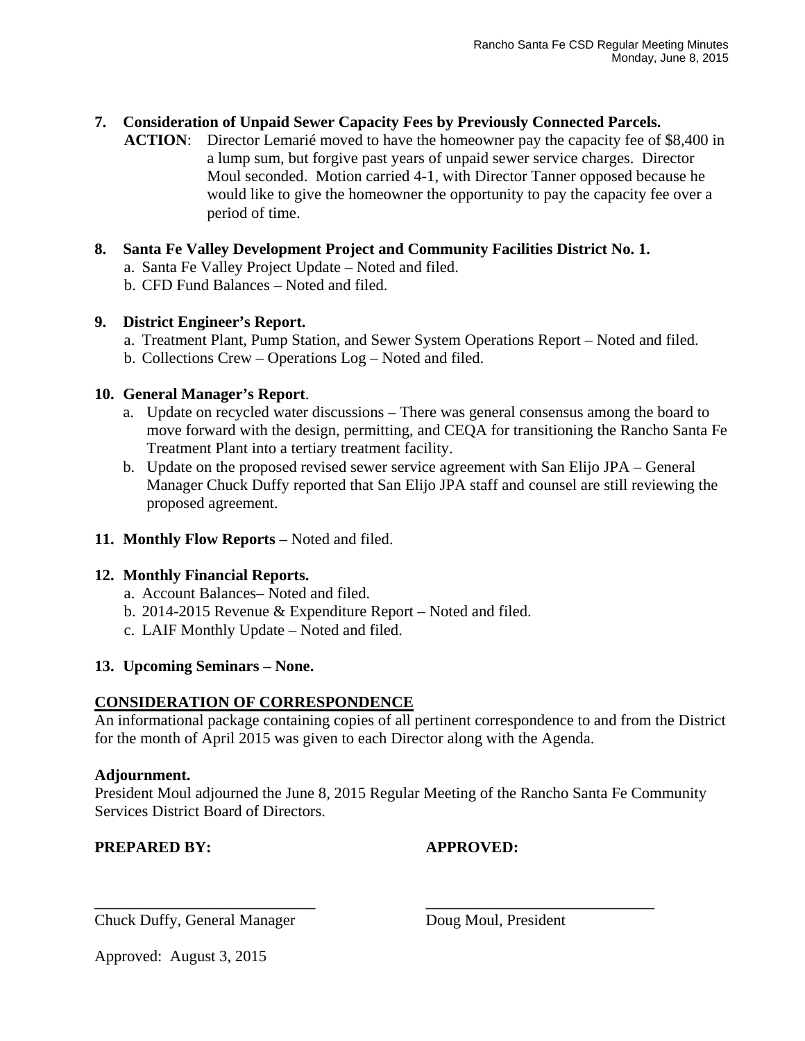**7. Consideration of Unpaid Sewer Capacity Fees by Previously Connected Parcels.**

**ACTION**: Director Lemarié moved to have the homeowner pay the capacity fee of $8,400 in a lump sum, but forgive past years of unpaid sewer service charges. Director Moul seconded. Motion carried 4-1, with Director Tanner opposed because he would like to give the homeowner the opportunity to pay the capacity fee over a period of time.

**8. Santa Fe Valley Development Project and Community Facilities District No. 1.**

a. Santa Fe Valley Project Update – Noted and filed.

b. CFD Fund Balances – Noted and filed.

**9. District Engineer's Report.**

a. Treatment Plant, Pump Station, and Sewer System Operations Report – Noted and filed.

b. Collections Crew – Operations Log – Noted and filed.

**10. General Manager's Report**.

a. Update on recycled water discussions – There was general consensus among the board to move forward with the design, permitting, and CEQA for transitioning the Rancho Santa Fe Treatment Plant into a tertiary treatment facility.

b. Update on the proposed revised sewer service agreement with San Elijo JPA – General Manager Chuck Duffy reported that San Elijo JPA staff and counsel are still reviewing the proposed agreement.

**11. Monthly Flow Reports –** Noted and filed.

**12. Monthly Financial Reports.**

a. Account Balances– Noted and filed.

b. 2014-2015 Revenue & Expenditure Report – Noted and filed.

c. LAIF Monthly Update – Noted and filed.

**13. Upcoming Seminars – None.**

**CONSIDERATION OF CORRESPONDENCE**

An informational package containing copies of all pertinent correspondence to and from the District for the month of April 2015 was given to each Director along with the Agenda.

**Adjournment.**

President Moul adjourned the June 8, 2015 Regular Meeting of the Rancho Santa Fe Community Services District Board of Directors.

**PREPARED BY:** **APPROVED:**

\_\_\_\_\_\_\_\_\_\_\_\_\_\_\_\_\_\_\_\_\_\_\_\_\_\_\_\_ \_\_\_\_\_\_\_\_\_\_\_\_\_\_\_\_\_\_\_\_\_\_\_\_\_\_\_\_

Chuck Duffy, General Manager Doug Moul, President

Approved: August 3, 2015